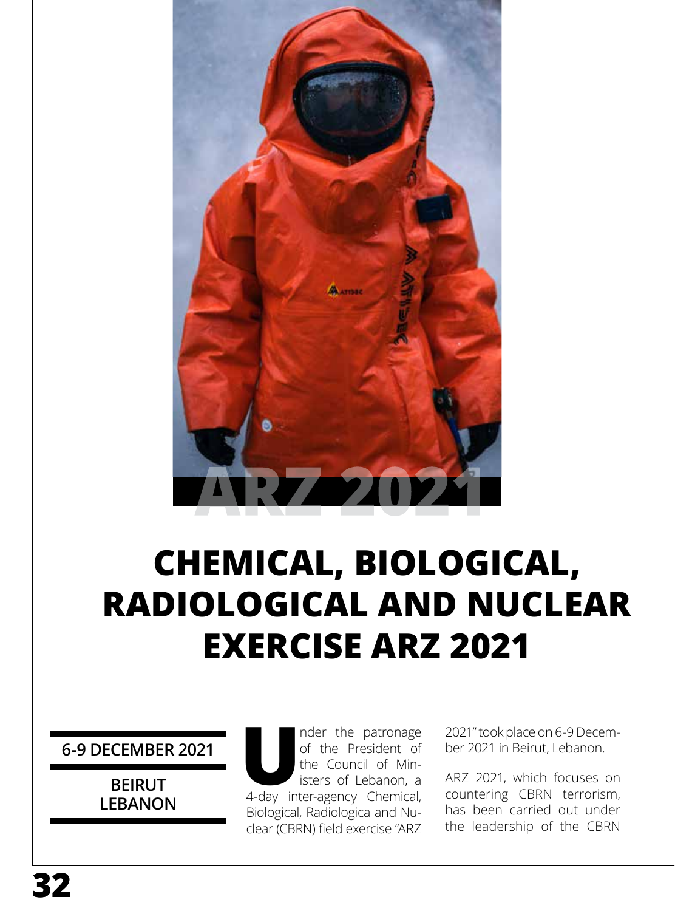ARZ 2021

# CHEMICAL, BIOLOGICAL, RADIOLOGICAL AND NUCLEAR EXERCISE ARZ 2021

**6-9 DECEMBER 2021**

**BEIRUT LEBANON**

Under the patronage of the President of the Council of Ministers of Lebanon, a 4-day inter-agency Chemical, Biological, Radiologica and Nuclear (CBRN) field exercise "ARZ 2021" took place on 6-9 December 2021 in Beirut, Lebanon.

ARZ 2021, which focuses on countering CBRN terrorism, has been carried out under the leadership of the CBRN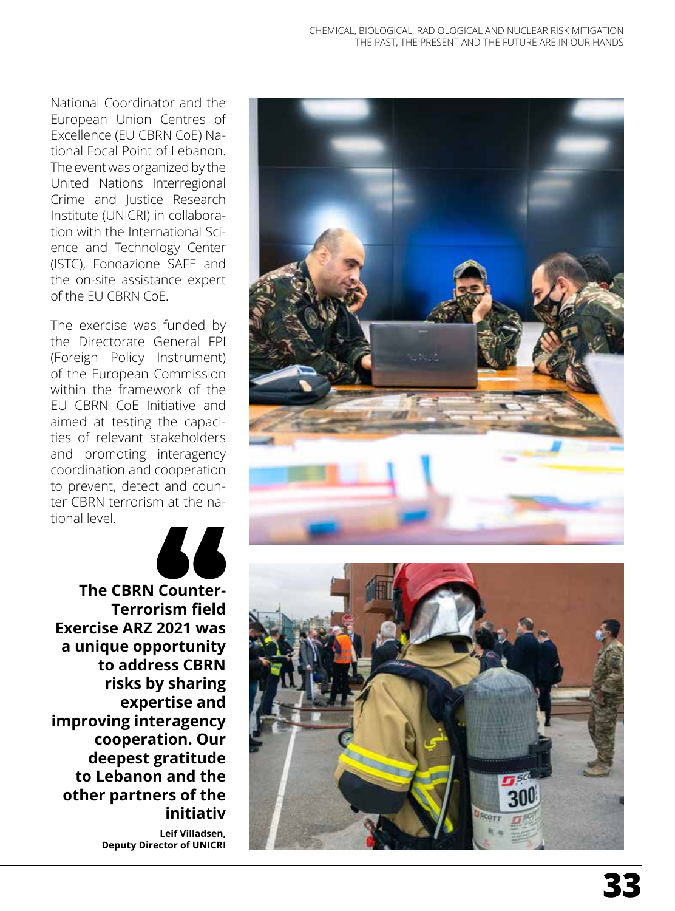National Coordinator and the European Union Centres of Excellence (EU CBRN CoE) National Focal Point of Lebanon. The event was organized by the United Nations Interregional Crime and Justice Research Institute (UNICRI) in collaboration with the International Science and Technology Center (ISTC), Fondazione SAFE and the on-site assistance expert of the EU CBRN CoE.

The exercise was funded by the Directorate General FPI (Foreign Policy Instrument) of the European Commission within the framework of the EU CBRN CoE Initiative and aimed at testing the capacities of relevant stakeholders and promoting interagency coordination and cooperation to prevent, detect and counter CBRN terrorism at the national level.

> **The CBRN Counter-Terrorism field Exercise ARZ 2021 was a unique opportunity to address CBRN risks by sharing expertise and improving interagency cooperation. Our deepest gratitude to Lebanon and the other partners of the initiativ**
>
> **Leif Villadsen, Deputy Director of UNICRI**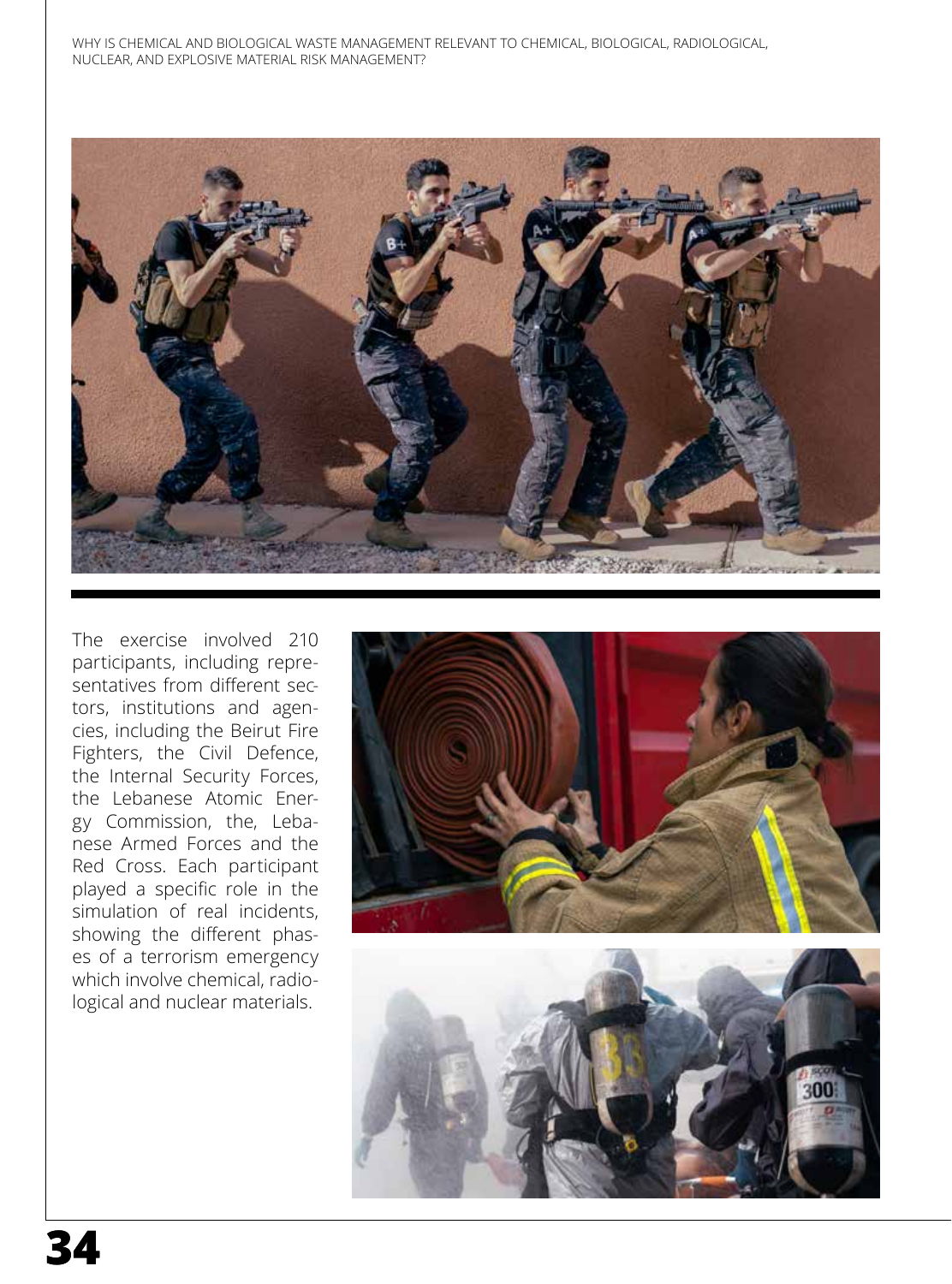The exercise involved 210 participants, including representatives from different sectors, institutions and agencies, including the Beirut Fire Fighters, the Civil Defence, the Internal Security Forces, the Lebanese Atomic Energy Commission, the, Lebanese Armed Forces and the Red Cross. Each participant played a specific role in the simulation of real incidents, showing the different phases of a terrorism emergency which involve chemical, radiological and nuclear materials.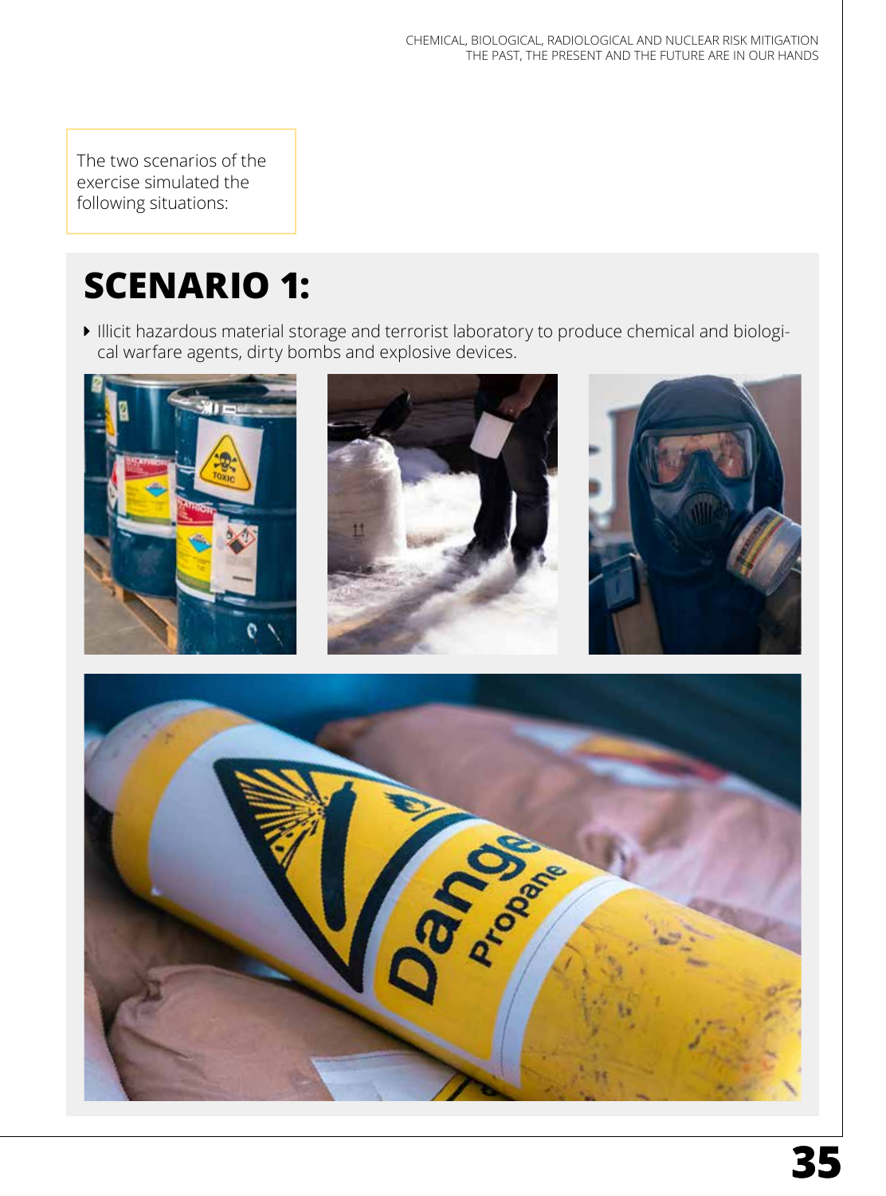The two scenarios of the exercise simulated the following situations:

# SCENARIO 1:

- Illicit hazardous material storage and terrorist laboratory to produce chemical and biological warfare agents, dirty bombs and explosive devices.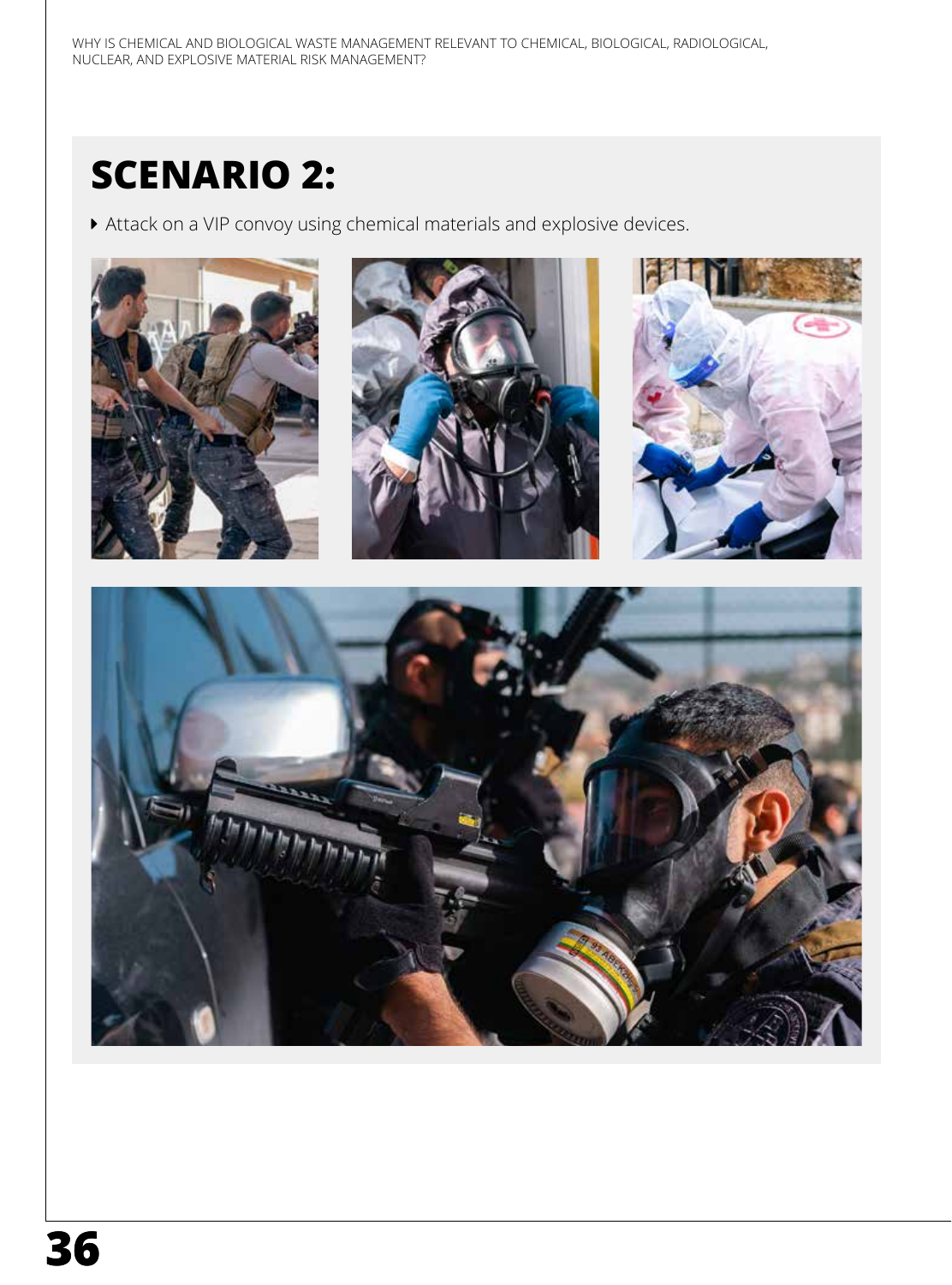# SCENARIO 2:

- Attack on a VIP convoy using chemical materials and explosive devices.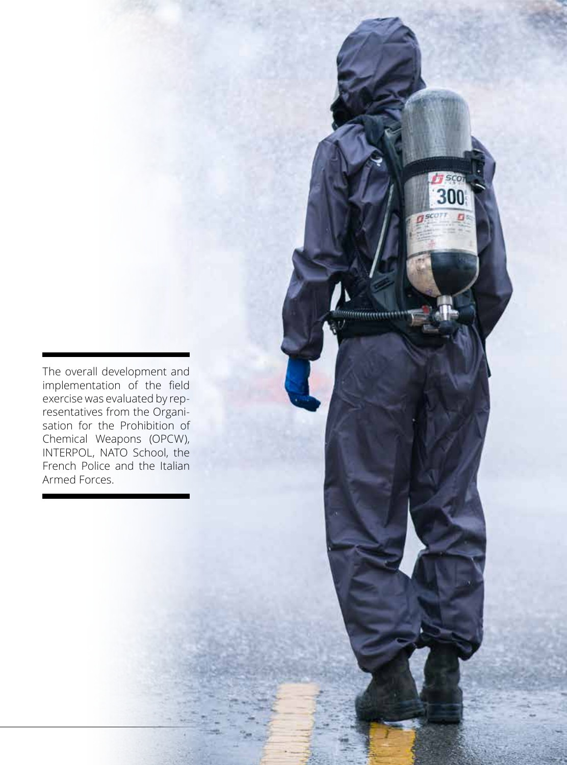The overall development and implementation of the field exercise was evaluated by representatives from the Organisation for the Prohibition of Chemical Weapons (OPCW), INTERPOL, NATO School, the French Police and the Italian Armed Forces.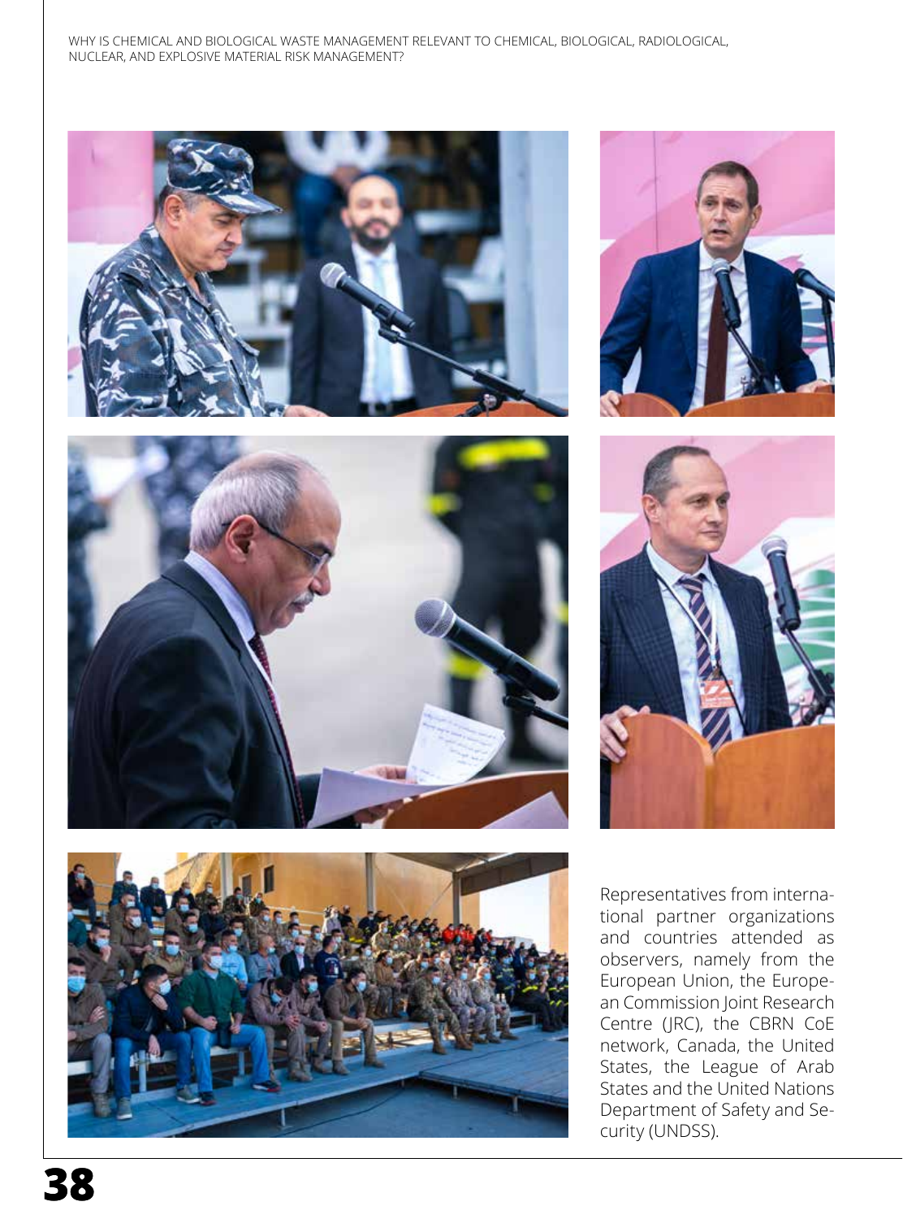Representatives from international partner organizations and countries attended as observers, namely from the European Union, the European Commission Joint Research Centre (JRC), the CBRN CoE network, Canada, the United States, the League of Arab States and the United Nations Department of Safety and Security (UNDSS).